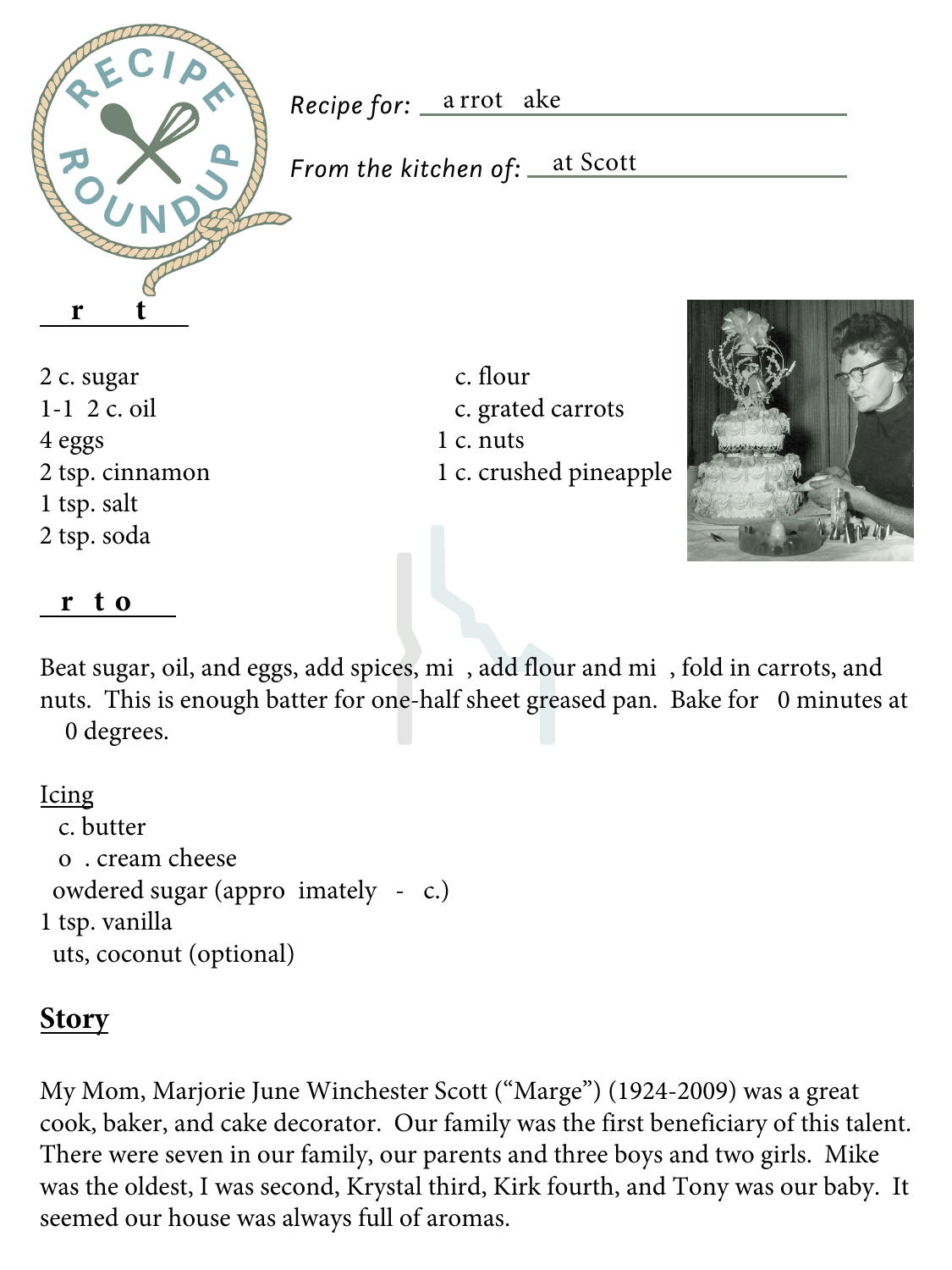Recipe for: a rrot ake

From the kitchen of: at Scott

**r t**

2 c. sugar
1-1 2 c. oil
4 eggs
2 tsp. cinnamon
1 tsp. salt
2 tsp. soda
c. flour
c. grated carrots
1 c. nuts
1 c. crushed pineapple

**r t o**

Beat sugar, oil, and eggs, add spices, mi , add flour and mi , fold in carrots, and nuts. This is enough batter for one-half sheet greased pan. Bake for 0 minutes at 0 degrees.

Icing
c. butter
o . cream cheese
owdered sugar (appro imately - c.)
1 tsp. vanilla
uts, coconut (optional)

## Story

My Mom, Marjorie June Winchester Scott ("Marge") (1924-2009) was a great cook, baker, and cake decorator. Our family was the first beneficiary of this talent. There were seven in our family, our parents and three boys and two girls. Mike was the oldest, I was second, Krystal third, Kirk fourth, and Tony was our baby. It seemed our house was always full of aromas.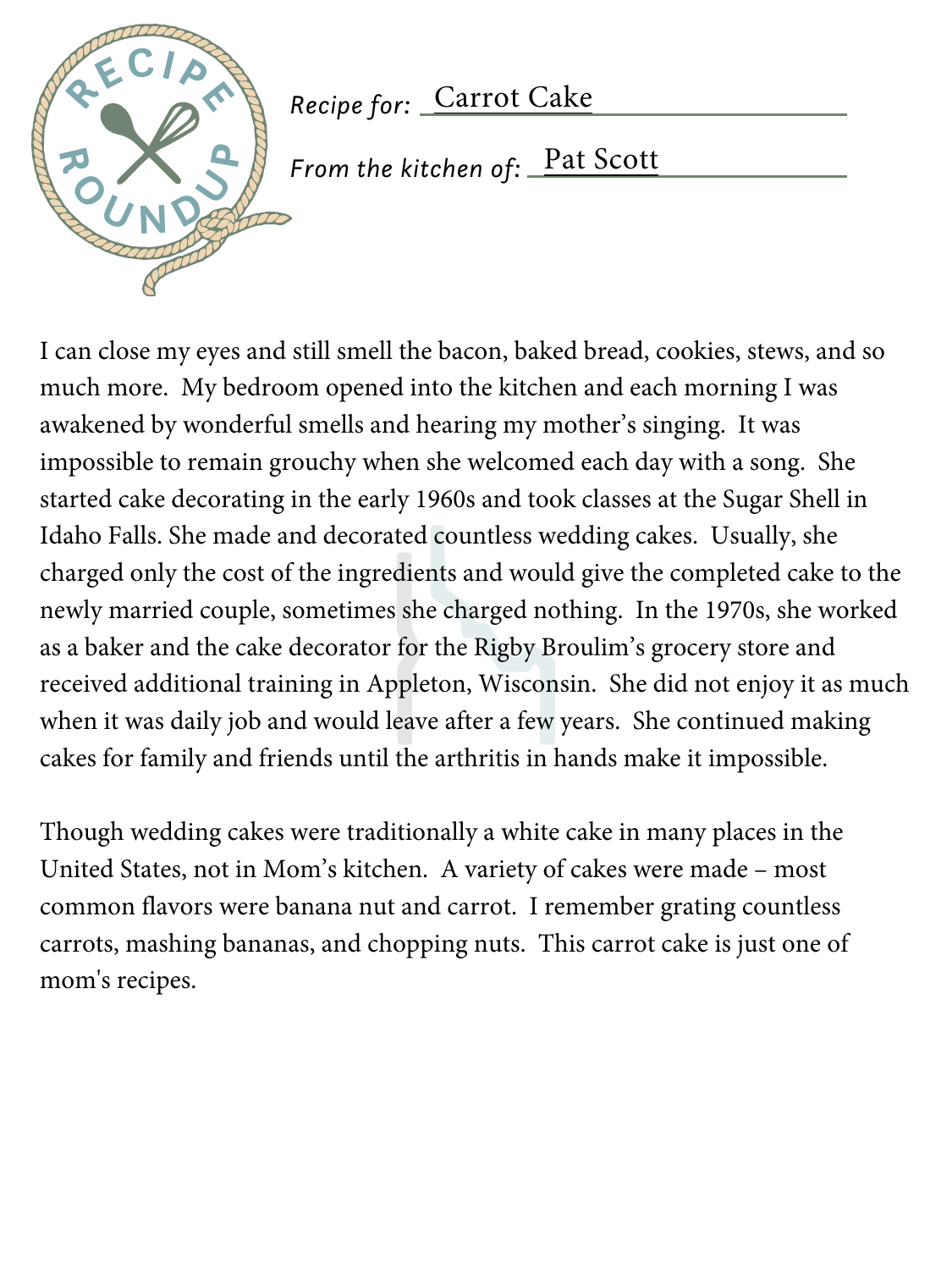RECIPE ROUNDUP

*Recipe for:* Carrot Cake

*From the kitchen of:* Pat Scott

I can close my eyes and still smell the bacon, baked bread, cookies, stews, and so much more. My bedroom opened into the kitchen and each morning I was awakened by wonderful smells and hearing my mother's singing. It was impossible to remain grouchy when she welcomed each day with a song. She started cake decorating in the early 1960s and took classes at the Sugar Shell in Idaho Falls. She made and decorated countless wedding cakes. Usually, she charged only the cost of the ingredients and would give the completed cake to the newly married couple, sometimes she charged nothing. In the 1970s, she worked as a baker and the cake decorator for the Rigby Broulim's grocery store and received additional training in Appleton, Wisconsin. She did not enjoy it as much when it was daily job and would leave after a few years. She continued making cakes for family and friends until the arthritis in hands make it impossible.

Though wedding cakes were traditionally a white cake in many places in the United States, not in Mom's kitchen. A variety of cakes were made – most common flavors were banana nut and carrot. I remember grating countless carrots, mashing bananas, and chopping nuts. This carrot cake is just one of mom's recipes.